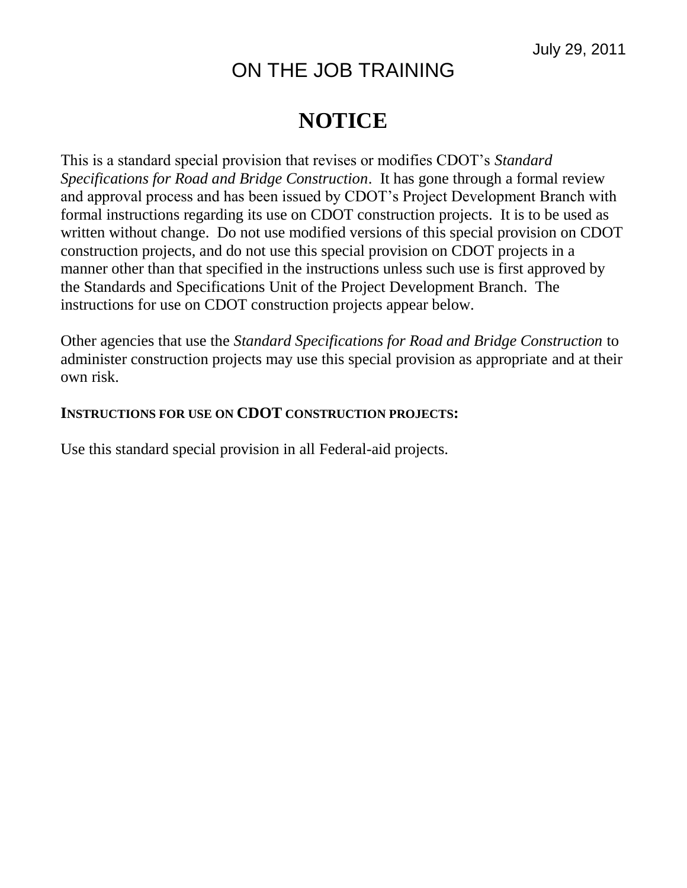July 29, 2011

# ON THE JOB TRAINING

# NOTICE

This is a standard special provision that revises or modifies CDOT's *Standard Specifications for Road and Bridge Construction*. It has gone through a formal review and approval process and has been issued by CDOT's Project Development Branch with formal instructions regarding its use on CDOT construction projects. It is to be used as written without change. Do not use modified versions of this special provision on CDOT construction projects, and do not use this special provision on CDOT projects in a manner other than that specified in the instructions unless such use is first approved by the Standards and Specifications Unit of the Project Development Branch. The instructions for use on CDOT construction projects appear below.

Other agencies that use the *Standard Specifications for Road and Bridge Construction* to administer construction projects may use this special provision as appropriate and at their own risk.

**INSTRUCTIONS FOR USE ON CDOT CONSTRUCTION PROJECTS:**

Use this standard special provision in all Federal-aid projects.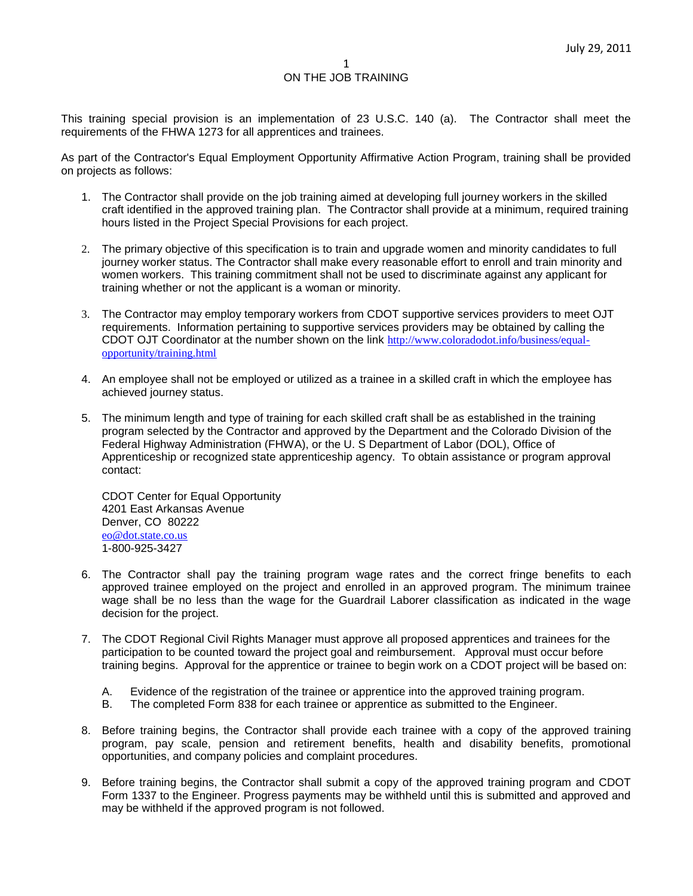# ON THE JOB TRAINING

This training special provision is an implementation of 23 U.S.C. 140 (a). The Contractor shall meet the requirements of the FHWA 1273 for all apprentices and trainees.

As part of the Contractor's Equal Employment Opportunity Affirmative Action Program, training shall be provided on projects as follows:

1. The Contractor shall provide on the job training aimed at developing full journey workers in the skilled craft identified in the approved training plan. The Contractor shall provide at a minimum, required training hours listed in the Project Special Provisions for each project.

2. The primary objective of this specification is to train and upgrade women and minority candidates to full journey worker status. The Contractor shall make every reasonable effort to enroll and train minority and women workers. This training commitment shall not be used to discriminate against any applicant for training whether or not the applicant is a woman or minority.

3. The Contractor may employ temporary workers from CDOT supportive services providers to meet OJT requirements. Information pertaining to supportive services providers may be obtained by calling the CDOT OJT Coordinator at the number shown on the link http://www.coloradodot.info/business/equal-opportunity/training.html

4. An employee shall not be employed or utilized as a trainee in a skilled craft in which the employee has achieved journey status.

5. The minimum length and type of training for each skilled craft shall be as established in the training program selected by the Contractor and approved by the Department and the Colorado Division of the Federal Highway Administration (FHWA), or the U. S Department of Labor (DOL), Office of Apprenticeship or recognized state apprenticeship agency. To obtain assistance or program approval contact:

   CDOT Center for Equal Opportunity  
   4201 East Arkansas Avenue  
   Denver, CO 80222  
   eo@dot.state.co.us  
   1-800-925-3427

6. The Contractor shall pay the training program wage rates and the correct fringe benefits to each approved trainee employed on the project and enrolled in an approved program. The minimum trainee wage shall be no less than the wage for the Guardrail Laborer classification as indicated in the wage decision for the project.

7. The CDOT Regional Civil Rights Manager must approve all proposed apprentices and trainees for the participation to be counted toward the project goal and reimbursement. Approval must occur before training begins. Approval for the apprentice or trainee to begin work on a CDOT project will be based on:

   A. Evidence of the registration of the trainee or apprentice into the approved training program.
   B. The completed Form 838 for each trainee or apprentice as submitted to the Engineer.

8. Before training begins, the Contractor shall provide each trainee with a copy of the approved training program, pay scale, pension and retirement benefits, health and disability benefits, promotional opportunities, and company policies and complaint procedures.

9. Before training begins, the Contractor shall submit a copy of the approved training program and CDOT Form 1337 to the Engineer. Progress payments may be withheld until this is submitted and approved and may be withheld if the approved program is not followed.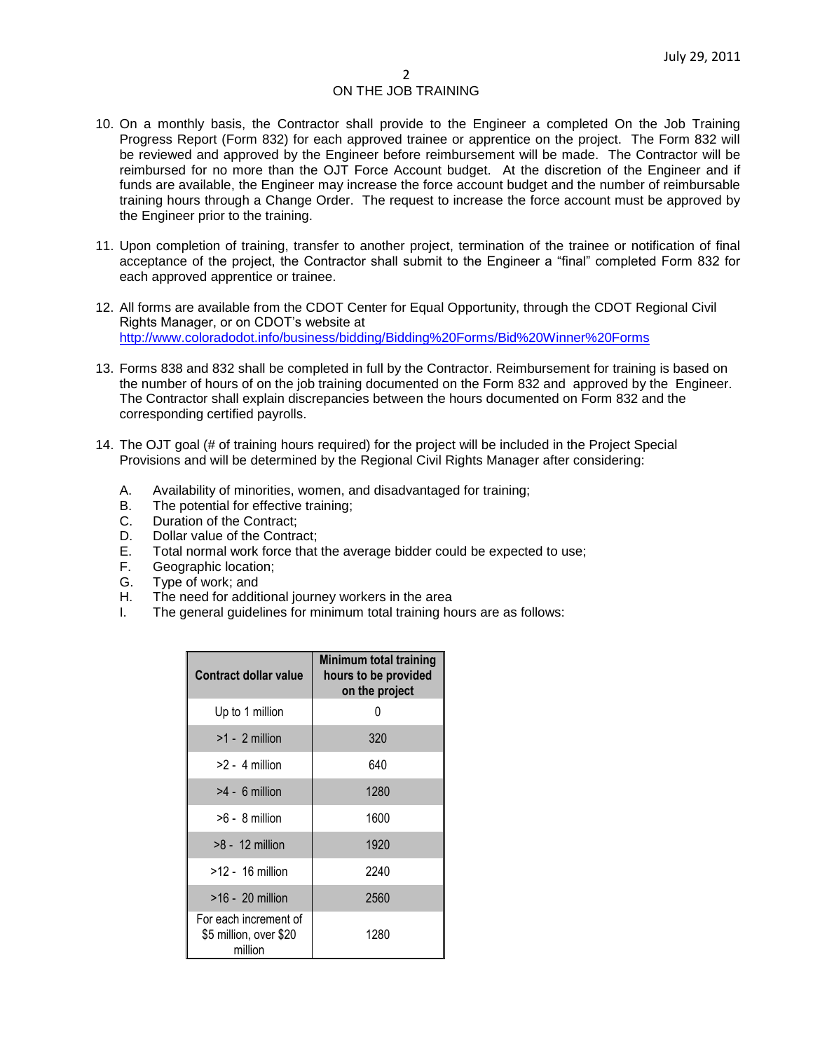ON THE JOB TRAINING

10. On a monthly basis, the Contractor shall provide to the Engineer a completed On the Job Training Progress Report (Form 832) for each approved trainee or apprentice on the project. The Form 832 will be reviewed and approved by the Engineer before reimbursement will be made. The Contractor will be reimbursed for no more than the OJT Force Account budget. At the discretion of the Engineer and if funds are available, the Engineer may increase the force account budget and the number of reimbursable training hours through a Change Order. The request to increase the force account must be approved by the Engineer prior to the training.

11. Upon completion of training, transfer to another project, termination of the trainee or notification of final acceptance of the project, the Contractor shall submit to the Engineer a "final" completed Form 832 for each approved apprentice or trainee.

12. All forms are available from the CDOT Center for Equal Opportunity, through the CDOT Regional Civil Rights Manager, or on CDOT's website at http://www.coloradodot.info/business/bidding/Bidding%20Forms/Bid%20Winner%20Forms

13. Forms 838 and 832 shall be completed in full by the Contractor. Reimbursement for training is based on the number of hours of on the job training documented on the Form 832 and approved by the Engineer. The Contractor shall explain discrepancies between the hours documented on Form 832 and the corresponding certified payrolls.

14. The OJT goal (# of training hours required) for the project will be included in the Project Special Provisions and will be determined by the Regional Civil Rights Manager after considering:

    A. Availability of minorities, women, and disadvantaged for training;
    B. The potential for effective training;
    C. Duration of the Contract;
    D. Dollar value of the Contract;
    E. Total normal work force that the average bidder could be expected to use;
    F. Geographic location;
    G. Type of work; and
    H. The need for additional journey workers in the area
    I. The general guidelines for minimum total training hours are as follows:

| Contract dollar value | Minimum total training hours to be provided on the project |
|---|---|
| Up to 1 million | 0 |
| >1 - 2 million | 320 |
| >2 - 4 million | 640 |
| >4 - 6 million | 1280 |
| >6 - 8 million | 1600 |
| >8 - 12 million | 1920 |
| >12 - 16 million | 2240 |
| >16 - 20 million | 2560 |
| For each increment of $5 million, over $20 million | 1280 |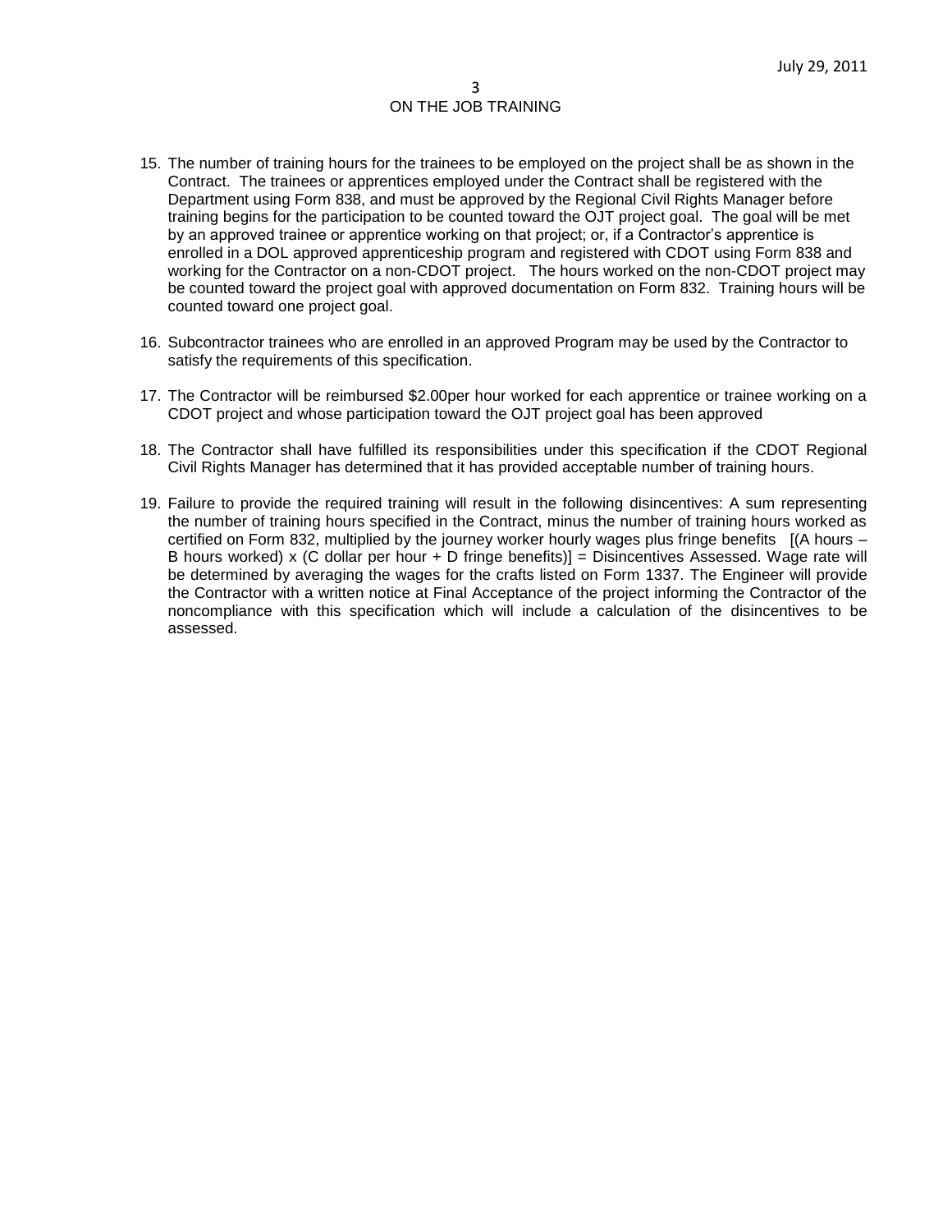ON THE JOB TRAINING

15. The number of training hours for the trainees to be employed on the project shall be as shown in the Contract. The trainees or apprentices employed under the Contract shall be registered with the Department using Form 838, and must be approved by the Regional Civil Rights Manager before training begins for the participation to be counted toward the OJT project goal. The goal will be met by an approved trainee or apprentice working on that project; or, if a Contractor's apprentice is enrolled in a DOL approved apprenticeship program and registered with CDOT using Form 838 and working for the Contractor on a non-CDOT project. The hours worked on the non-CDOT project may be counted toward the project goal with approved documentation on Form 832. Training hours will be counted toward one project goal.

16. Subcontractor trainees who are enrolled in an approved Program may be used by the Contractor to satisfy the requirements of this specification.

17. The Contractor will be reimbursed $2.00per hour worked for each apprentice or trainee working on a CDOT project and whose participation toward the OJT project goal has been approved

18. The Contractor shall have fulfilled its responsibilities under this specification if the CDOT Regional Civil Rights Manager has determined that it has provided acceptable number of training hours.

19. Failure to provide the required training will result in the following disincentives: A sum representing the number of training hours specified in the Contract, minus the number of training hours worked as certified on Form 832, multiplied by the journey worker hourly wages plus fringe benefits [(A hours – B hours worked) x (C dollar per hour + D fringe benefits)] = Disincentives Assessed. Wage rate will be determined by averaging the wages for the crafts listed on Form 1337. The Engineer will provide the Contractor with a written notice at Final Acceptance of the project informing the Contractor of the noncompliance with this specification which will include a calculation of the disincentives to be assessed.